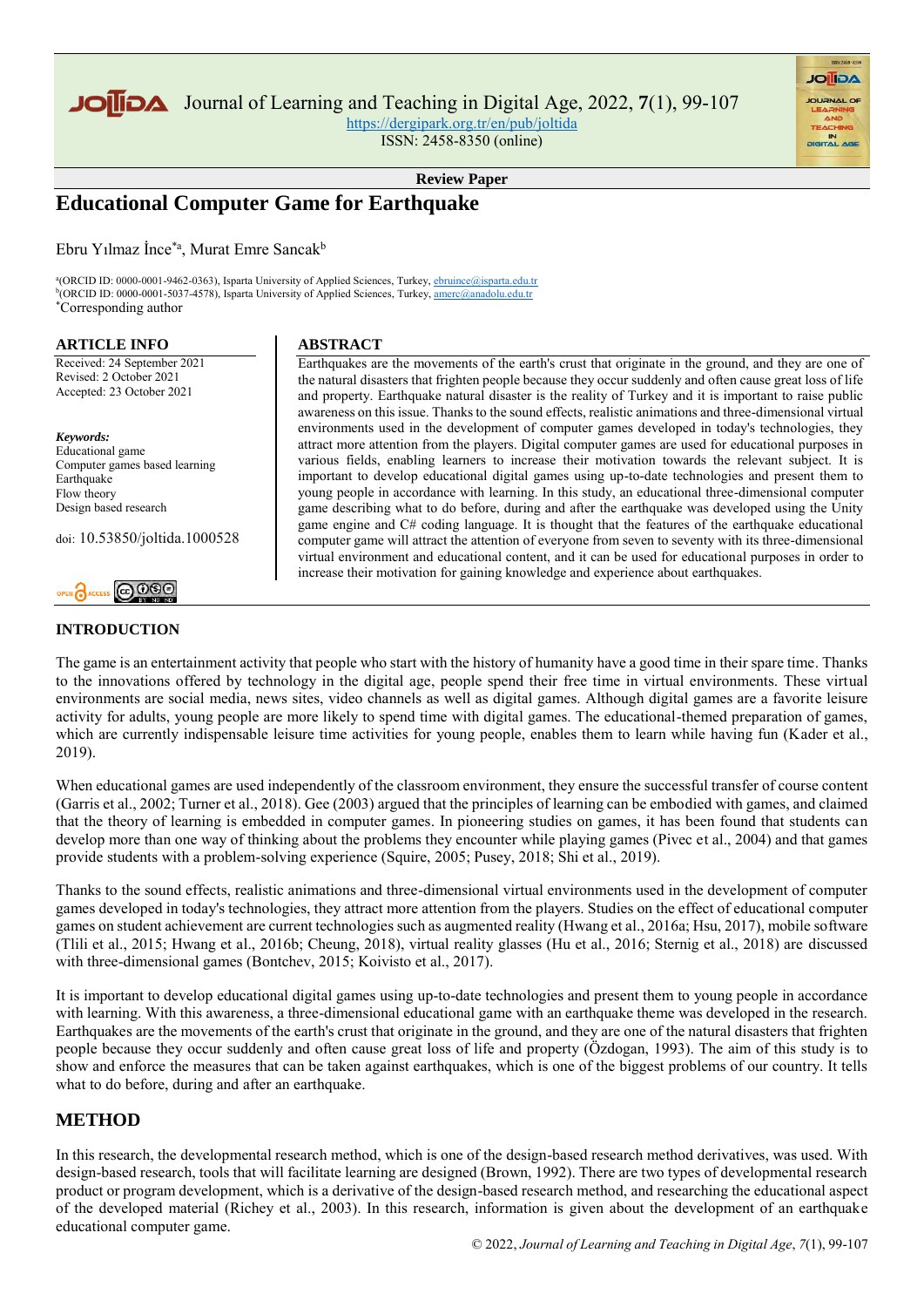**Review Paper**

# Educational Computer Game for Earthquake

Ebru Yılmaz İnce[*a], Murat Emre Sancak[b]

[a](ORCID ID: 0000-0001-9462-0363), Isparta University of Applied Sciences, Turkey, ebruince@isparta.edu.tr
[b](ORCID ID: 0000-0001-5037-4578), Isparta University of Applied Sciences, Turkey, amerc@anadolu.edu.tr
[*]Corresponding author

## ARTICLE INFO

Received: 24 September 2021
Revised: 2 October 2021
Accepted: 23 October 2021

***Keywords:***
Educational game
Computer games based learning
Earthquake
Flow theory
Design based research

doi: 10.53850/joltida.1000528

## ABSTRACT

Earthquakes are the movements of the earth's crust that originate in the ground, and they are one of the natural disasters that frighten people because they occur suddenly and often cause great loss of life and property. Earthquake natural disaster is the reality of Turkey and it is important to raise public awareness on this issue. Thanks to the sound effects, realistic animations and three-dimensional virtual environments used in the development of computer games developed in today's technologies, they attract more attention from the players. Digital computer games are used for educational purposes in various fields, enabling learners to increase their motivation towards the relevant subject. It is important to develop educational digital games using up-to-date technologies and present them to young people in accordance with learning. In this study, an educational three-dimensional computer game describing what to do before, during and after the earthquake was developed using the Unity game engine and C# coding language. It is thought that the features of the earthquake educational computer game will attract the attention of everyone from seven to seventy with its three-dimensional virtual environment and educational content, and it can be used for educational purposes in order to increase their motivation for gaining knowledge and experience about earthquakes.

## INTRODUCTION

The game is an entertainment activity that people who start with the history of humanity have a good time in their spare time. Thanks to the innovations offered by technology in the digital age, people spend their free time in virtual environments. These virtual environments are social media, news sites, video channels as well as digital games. Although digital games are a favorite leisure activity for adults, young people are more likely to spend time with digital games. The educational-themed preparation of games, which are currently indispensable leisure time activities for young people, enables them to learn while having fun (Kader et al., 2019).

When educational games are used independently of the classroom environment, they ensure the successful transfer of course content (Garris et al., 2002; Turner et al., 2018). Gee (2003) argued that the principles of learning can be embodied with games, and claimed that the theory of learning is embedded in computer games. In pioneering studies on games, it has been found that students can develop more than one way of thinking about the problems they encounter while playing games (Pivec et al., 2004) and that games provide students with a problem-solving experience (Squire, 2005; Pusey, 2018; Shi et al., 2019).

Thanks to the sound effects, realistic animations and three-dimensional virtual environments used in the development of computer games developed in today's technologies, they attract more attention from the players. Studies on the effect of educational computer games on student achievement are current technologies such as augmented reality (Hwang et al., 2016a; Hsu, 2017), mobile software (Tlili et al., 2015; Hwang et al., 2016b; Cheung, 2018), virtual reality glasses (Hu et al., 2016; Sternig et al., 2018) are discussed with three-dimensional games (Bontchev, 2015; Koivisto et al., 2017).

It is important to develop educational digital games using up-to-date technologies and present them to young people in accordance with learning. With this awareness, a three-dimensional educational game with an earthquake theme was developed in the research. Earthquakes are the movements of the earth's crust that originate in the ground, and they are one of the natural disasters that frighten people because they occur suddenly and often cause great loss of life and property (Özdogan, 1993). The aim of this study is to show and enforce the measures that can be taken against earthquakes, which is one of the biggest problems of our country. It tells what to do before, during and after an earthquake.

## METHOD

In this research, the developmental research method, which is one of the design-based research method derivatives, was used. With design-based research, tools that will facilitate learning are designed (Brown, 1992). There are two types of developmental research product or program development, which is a derivative of the design-based research method, and researching the educational aspect of the developed material (Richey et al., 2003). In this research, information is given about the development of an earthquake educational computer game.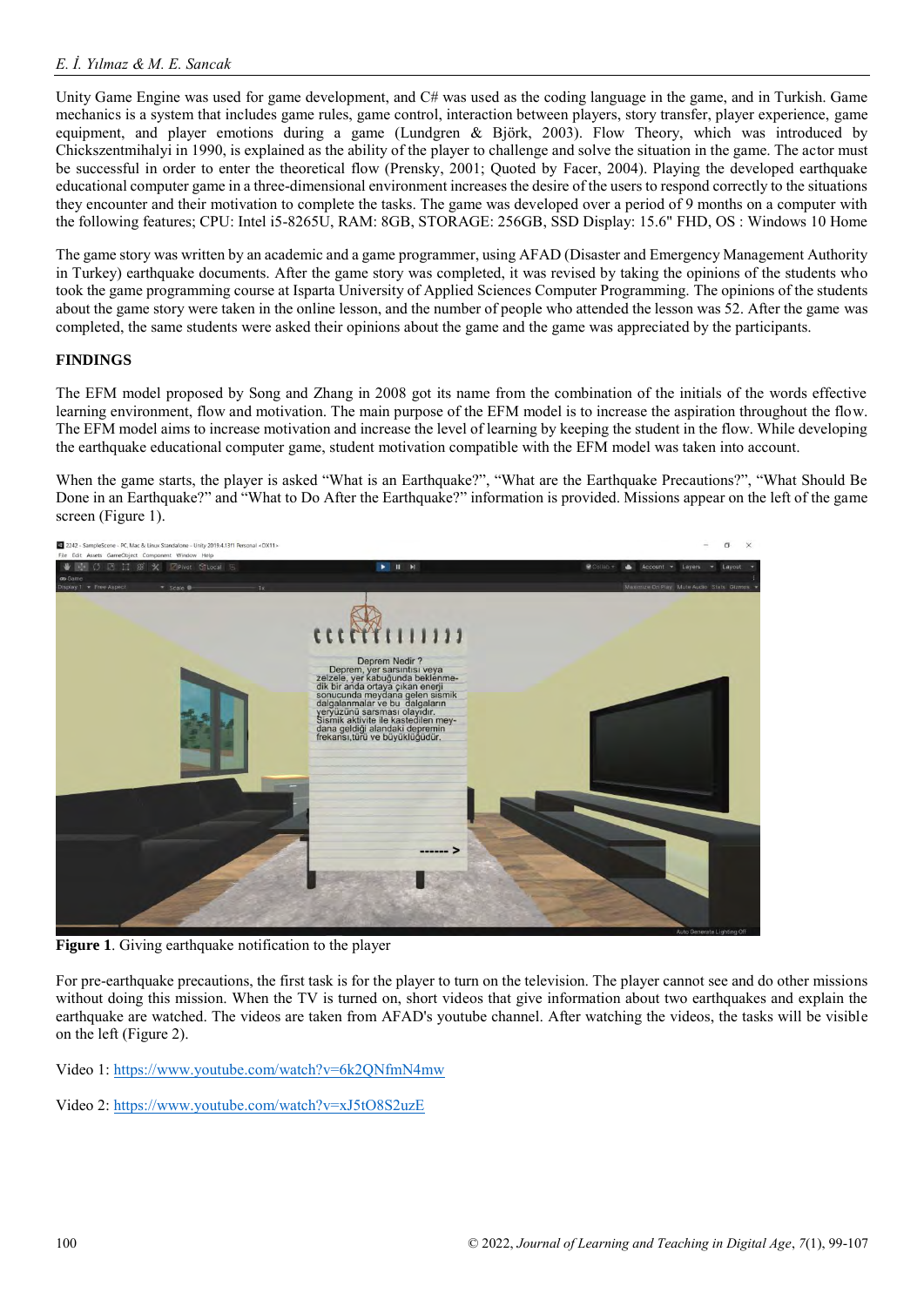Unity Game Engine was used for game development, and C# was used as the coding language in the game, and in Turkish. Game mechanics is a system that includes game rules, game control, interaction between players, story transfer, player experience, game equipment, and player emotions during a game (Lundgren & Björk, 2003). Flow Theory, which was introduced by Chickszentmihalyi in 1990, is explained as the ability of the player to challenge and solve the situation in the game. The actor must be successful in order to enter the theoretical flow (Prensky, 2001; Quoted by Facer, 2004). Playing the developed earthquake educational computer game in a three-dimensional environment increases the desire of the users to respond correctly to the situations they encounter and their motivation to complete the tasks. The game was developed over a period of 9 months on a computer with the following features; CPU: Intel i5-8265U, RAM: 8GB, STORAGE: 256GB, SSD Display: 15.6" FHD, OS : Windows 10 Home

The game story was written by an academic and a game programmer, using AFAD (Disaster and Emergency Management Authority in Turkey) earthquake documents. After the game story was completed, it was revised by taking the opinions of the students who took the game programming course at Isparta University of Applied Sciences Computer Programming. The opinions of the students about the game story were taken in the online lesson, and the number of people who attended the lesson was 52. After the game was completed, the same students were asked their opinions about the game and the game was appreciated by the participants.

## FINDINGS

The EFM model proposed by Song and Zhang in 2008 got its name from the combination of the initials of the words effective learning environment, flow and motivation. The main purpose of the EFM model is to increase the aspiration throughout the flow. The EFM model aims to increase motivation and increase the level of learning by keeping the student in the flow. While developing the earthquake educational computer game, student motivation compatible with the EFM model was taken into account.

When the game starts, the player is asked "What is an Earthquake?", "What are the Earthquake Precautions?", "What Should Be Done in an Earthquake?" and "What to Do After the Earthquake?" information is provided. Missions appear on the left of the game screen (Figure 1).

**Figure 1**. Giving earthquake notification to the player

For pre-earthquake precautions, the first task is for the player to turn on the television. The player cannot see and do other missions without doing this mission. When the TV is turned on, short videos that give information about two earthquakes and explain the earthquake are watched. The videos are taken from AFAD's youtube channel. After watching the videos, the tasks will be visible on the left (Figure 2).

Video 1: https://www.youtube.com/watch?v=6k2QNfmN4mw

Video 2: https://www.youtube.com/watch?v=xJ5tO8S2uzE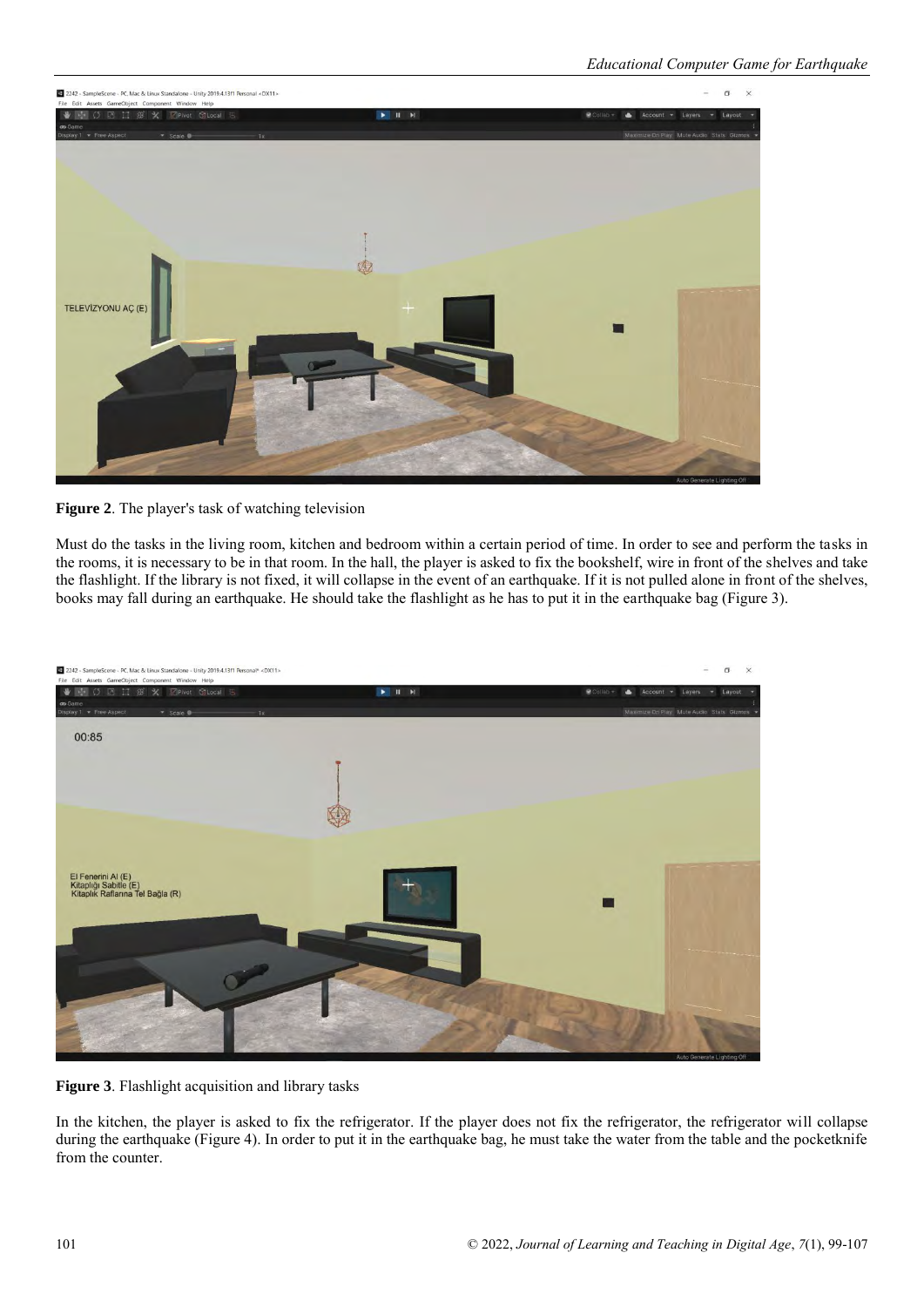**Figure 2**. The player's task of watching television

Must do the tasks in the living room, kitchen and bedroom within a certain period of time. In order to see and perform the tasks in the rooms, it is necessary to be in that room. In the hall, the player is asked to fix the bookshelf, wire in front of the shelves and take the flashlight. If the library is not fixed, it will collapse in the event of an earthquake. If it is not pulled alone in front of the shelves, books may fall during an earthquake. He should take the flashlight as he has to put it in the earthquake bag (Figure 3).

**Figure 3**. Flashlight acquisition and library tasks

In the kitchen, the player is asked to fix the refrigerator. If the player does not fix the refrigerator, the refrigerator will collapse during the earthquake (Figure 4). In order to put it in the earthquake bag, he must take the water from the table and the pocketknife from the counter.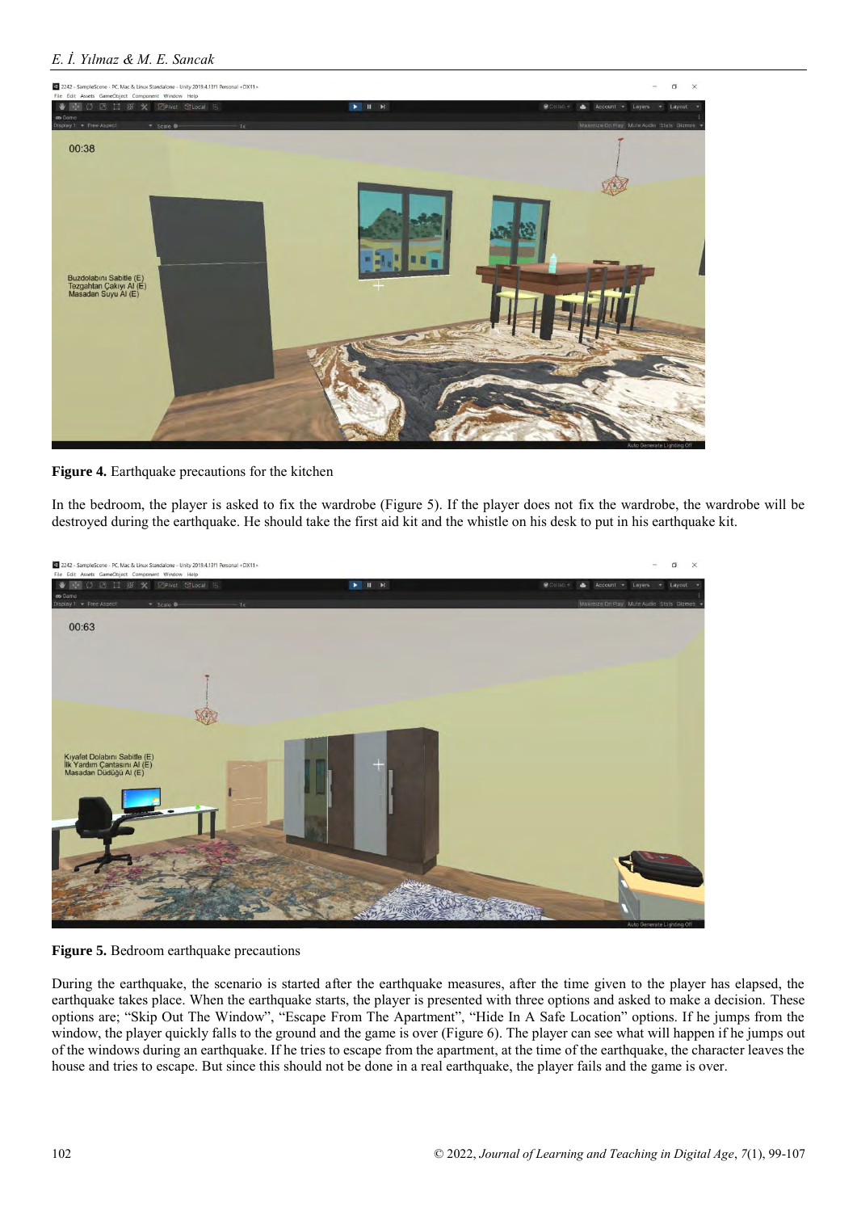**Figure 4.** Earthquake precautions for the kitchen

In the bedroom, the player is asked to fix the wardrobe (Figure 5). If the player does not fix the wardrobe, the wardrobe will be destroyed during the earthquake. He should take the first aid kit and the whistle on his desk to put in his earthquake kit.

**Figure 5.** Bedroom earthquake precautions

During the earthquake, the scenario is started after the earthquake measures, after the time given to the player has elapsed, the earthquake takes place. When the earthquake starts, the player is presented with three options and asked to make a decision. These options are; "Skip Out The Window", "Escape From The Apartment", "Hide In A Safe Location" options. If he jumps from the window, the player quickly falls to the ground and the game is over (Figure 6). The player can see what will happen if he jumps out of the windows during an earthquake. If he tries to escape from the apartment, at the time of the earthquake, the character leaves the house and tries to escape. But since this should not be done in a real earthquake, the player fails and the game is over.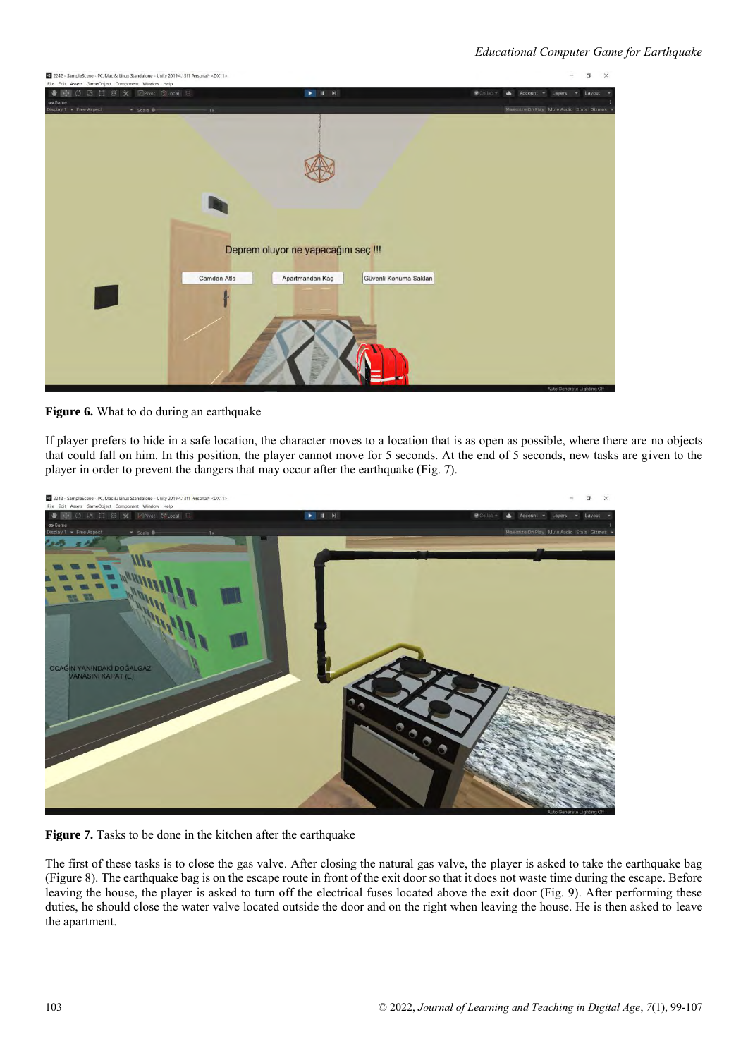**Figure 6.** What to do during an earthquake

If player prefers to hide in a safe location, the character moves to a location that is as open as possible, where there are no objects that could fall on him. In this position, the player cannot move for 5 seconds. At the end of 5 seconds, new tasks are given to the player in order to prevent the dangers that may occur after the earthquake (Fig. 7).

**Figure 7.** Tasks to be done in the kitchen after the earthquake

The first of these tasks is to close the gas valve. After closing the natural gas valve, the player is asked to take the earthquake bag (Figure 8). The earthquake bag is on the escape route in front of the exit door so that it does not waste time during the escape. Before leaving the house, the player is asked to turn off the electrical fuses located above the exit door (Fig. 9). After performing these duties, he should close the water valve located outside the door and on the right when leaving the house. He is then asked to leave the apartment.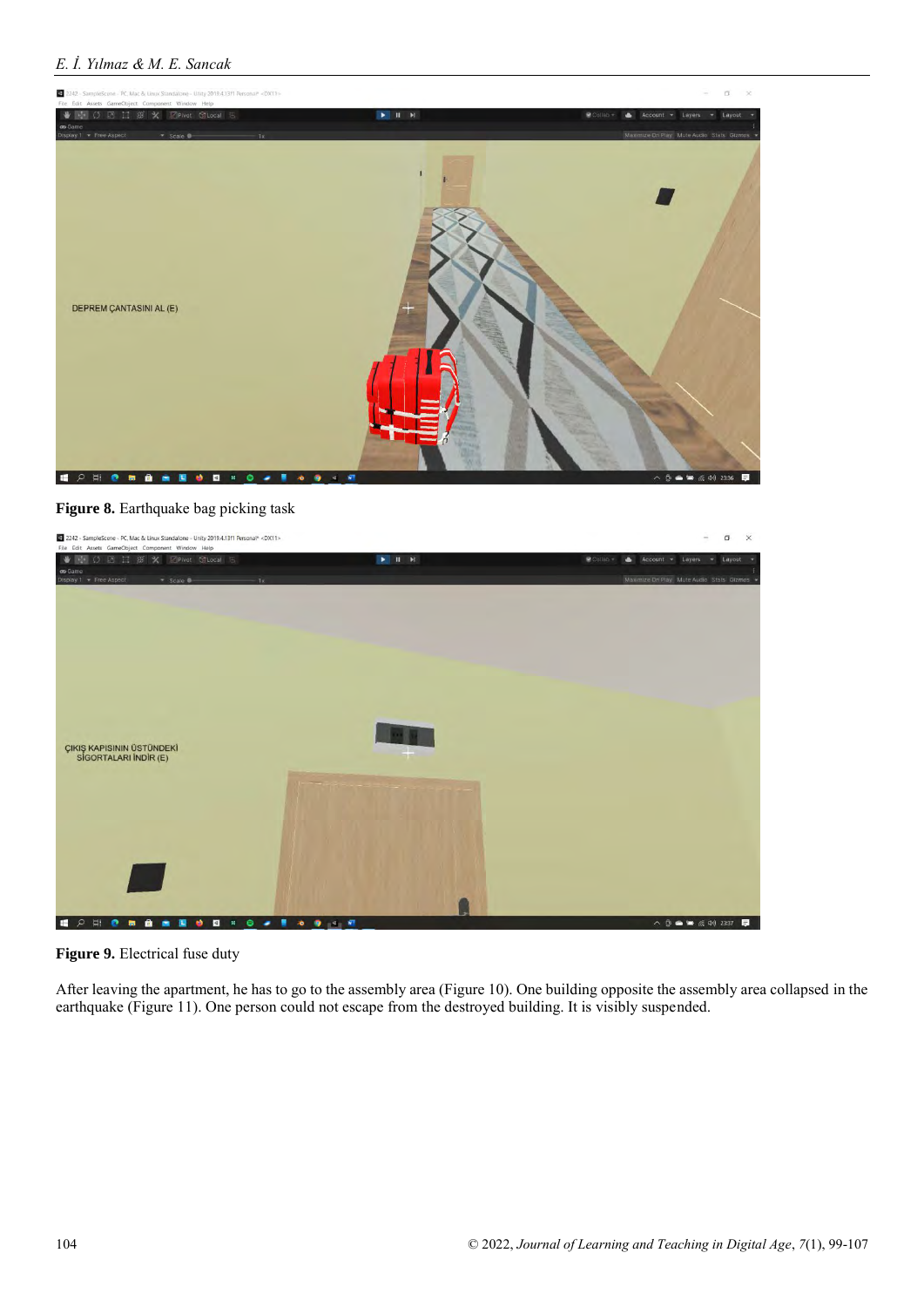**Figure 8.** Earthquake bag picking task

**Figure 9.** Electrical fuse duty

After leaving the apartment, he has to go to the assembly area (Figure 10). One building opposite the assembly area collapsed in the earthquake (Figure 11). One person could not escape from the destroyed building. It is visibly suspended.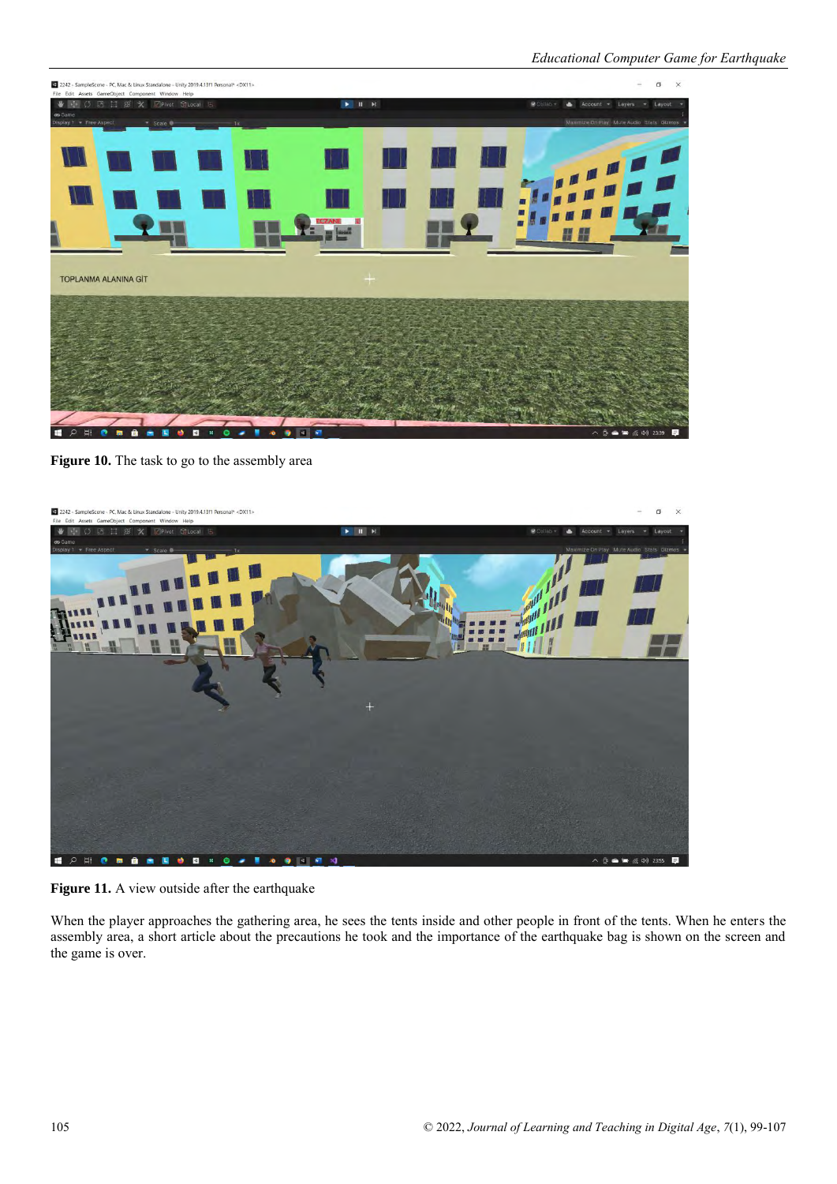**Figure 10.** The task to go to the assembly area

**Figure 11.** A view outside after the earthquake

When the player approaches the gathering area, he sees the tents inside and other people in front of the tents. When he enters the assembly area, a short article about the precautions he took and the importance of the earthquake bag is shown on the screen and the game is over.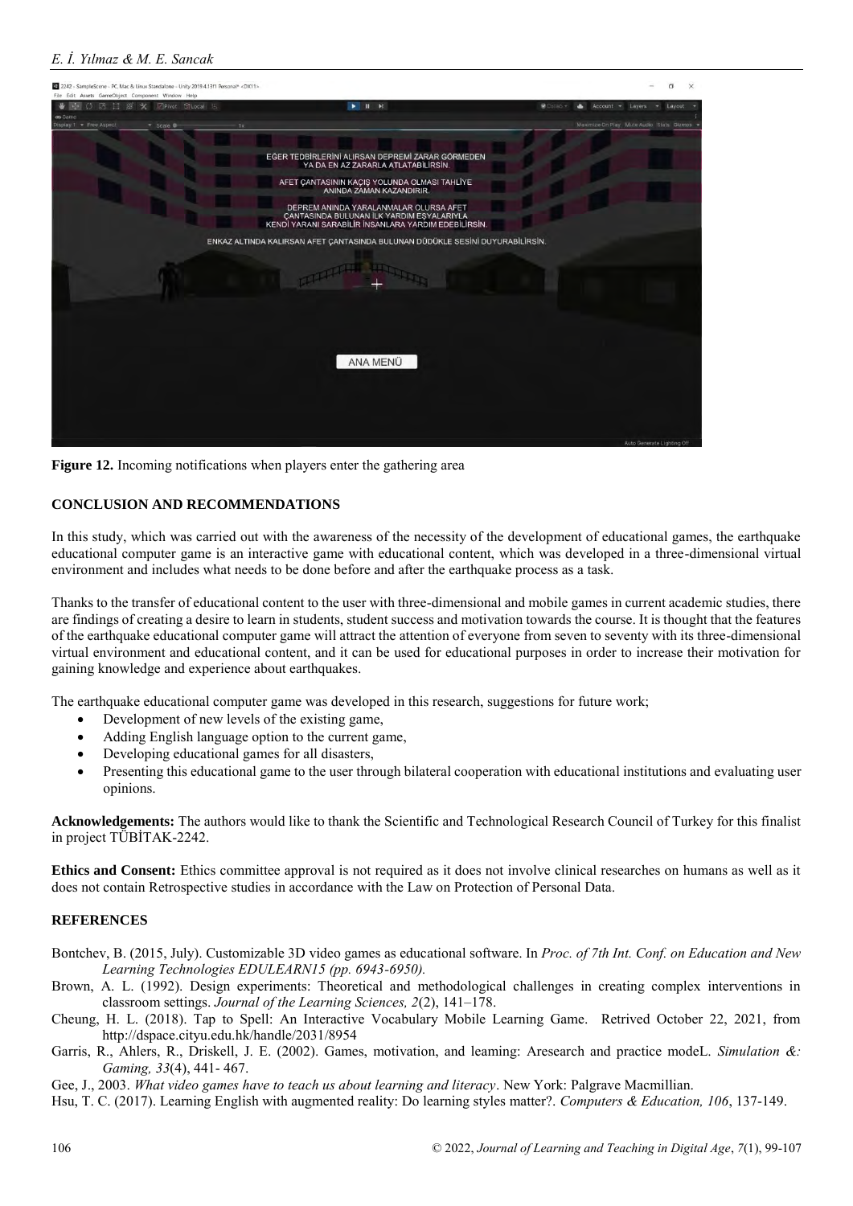Figure 12. Incoming notifications when players enter the gathering area

## CONCLUSION AND RECOMMENDATIONS

In this study, which was carried out with the awareness of the necessity of the development of educational games, the earthquake educational computer game is an interactive game with educational content, which was developed in a three-dimensional virtual environment and includes what needs to be done before and after the earthquake process as a task.

Thanks to the transfer of educational content to the user with three-dimensional and mobile games in current academic studies, there are findings of creating a desire to learn in students, student success and motivation towards the course. It is thought that the features of the earthquake educational computer game will attract the attention of everyone from seven to seventy with its three-dimensional virtual environment and educational content, and it can be used for educational purposes in order to increase their motivation for gaining knowledge and experience about earthquakes.

The earthquake educational computer game was developed in this research, suggestions for future work;

- Development of new levels of the existing game,
- Adding English language option to the current game,
- Developing educational games for all disasters,
- Presenting this educational game to the user through bilateral cooperation with educational institutions and evaluating user opinions.

**Acknowledgements:** The authors would like to thank the Scientific and Technological Research Council of Turkey for this finalist in project TÜBİTAK-2242.

**Ethics and Consent:** Ethics committee approval is not required as it does not involve clinical researches on humans as well as it does not contain Retrospective studies in accordance with the Law on Protection of Personal Data.

## REFERENCES

Bontchev, B. (2015, July). Customizable 3D video games as educational software. In *Proc. of 7th Int. Conf. on Education and New Learning Technologies EDULEARN15 (pp. 6943-6950).*

Brown, A. L. (1992). Design experiments: Theoretical and methodological challenges in creating complex interventions in classroom settings. *Journal of the Learning Sciences, 2*(2), 141–178.

Cheung, H. L. (2018). Tap to Spell: An Interactive Vocabulary Mobile Learning Game. Retrived October 22, 2021, from http://dspace.cityu.edu.hk/handle/2031/8954

Garris, R., Ahlers, R., Driskell, J. E. (2002). Games, motivation, and leaming: Aresearch and practice modeL. *Simulation &: Gaming, 33*(4), 441- 467.

Gee, J., 2003. *What video games have to teach us about learning and literacy*. New York: Palgrave Macmillian.

Hsu, T. C. (2017). Learning English with augmented reality: Do learning styles matter?. *Computers & Education, 106*, 137-149.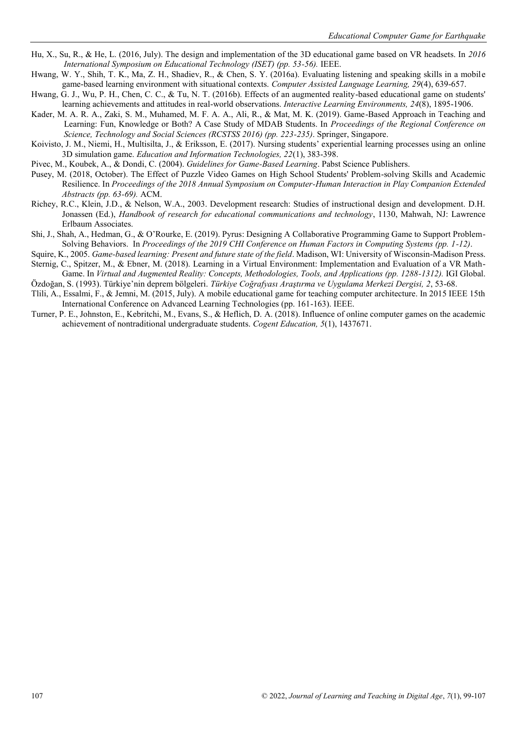Hu, X., Su, R., & He, L. (2016, July). The design and implementation of the 3D educational game based on VR headsets. In *2016 International Symposium on Educational Technology (ISET) (pp. 53-56).* IEEE.

Hwang, W. Y., Shih, T. K., Ma, Z. H., Shadiev, R., & Chen, S. Y. (2016a). Evaluating listening and speaking skills in a mobile game-based learning environment with situational contexts. *Computer Assisted Language Learning, 29*(4), 639-657.

Hwang, G. J., Wu, P. H., Chen, C. C., & Tu, N. T. (2016b). Effects of an augmented reality-based educational game on students' learning achievements and attitudes in real-world observations. *Interactive Learning Environments, 24*(8), 1895-1906.

Kader, M. A. R. A., Zaki, S. M., Muhamed, M. F. A. A., Ali, R., & Mat, M. K. (2019). Game-Based Approach in Teaching and Learning: Fun, Knowledge or Both? A Case Study of MDAB Students. In *Proceedings of the Regional Conference on Science, Technology and Social Sciences (RCSTSS 2016) (pp. 223-235)*. Springer, Singapore.

Koivisto, J. M., Niemi, H., Multisilta, J., & Eriksson, E. (2017). Nursing students' experiential learning processes using an online 3D simulation game. *Education and Information Technologies, 22*(1), 383-398.

Pivec, M., Koubek, A., & Dondi, C. (2004). *Guidelines for Game-Based Learning*. Pabst Science Publishers.

Pusey, M. (2018, October). The Effect of Puzzle Video Games on High School Students' Problem-solving Skills and Academic Resilience. In *Proceedings of the 2018 Annual Symposium on Computer-Human Interaction in Play Companion Extended Abstracts (pp. 63-69).* ACM.

Richey, R.C., Klein, J.D., & Nelson, W.A., 2003. Development research: Studies of instructional design and development. D.H. Jonassen (Ed.), *Handbook of research for educational communications and technology*, 1130, Mahwah, NJ: Lawrence Erlbaum Associates.

Shi, J., Shah, A., Hedman, G., & O'Rourke, E. (2019). Pyrus: Designing A Collaborative Programming Game to Support Problem-Solving Behaviors. In *Proceedings of the 2019 CHI Conference on Human Factors in Computing Systems (pp. 1-12)*.

Squire, K., 2005. *Game-based learning: Present and future state of the field*. Madison, WI: University of Wisconsin-Madison Press.

Sternig, C., Spitzer, M., & Ebner, M. (2018). Learning in a Virtual Environment: Implementation and Evaluation of a VR Math-Game. In *Virtual and Augmented Reality: Concepts, Methodologies, Tools, and Applications (pp. 1288-1312).* IGI Global.

Özdoğan, S. (1993). Türkiye'nin deprem bölgeleri. *Türkiye Coğrafyası Araştırma ve Uygulama Merkezi Dergisi, 2*, 53-68.

Tlili, A., Essalmi, F., & Jemni, M. (2015, July). A mobile educational game for teaching computer architecture. In 2015 IEEE 15th International Conference on Advanced Learning Technologies (pp. 161-163). IEEE.

Turner, P. E., Johnston, E., Kebritchi, M., Evans, S., & Heflich, D. A. (2018). Influence of online computer games on the academic achievement of nontraditional undergraduate students. *Cogent Education, 5*(1), 1437671.